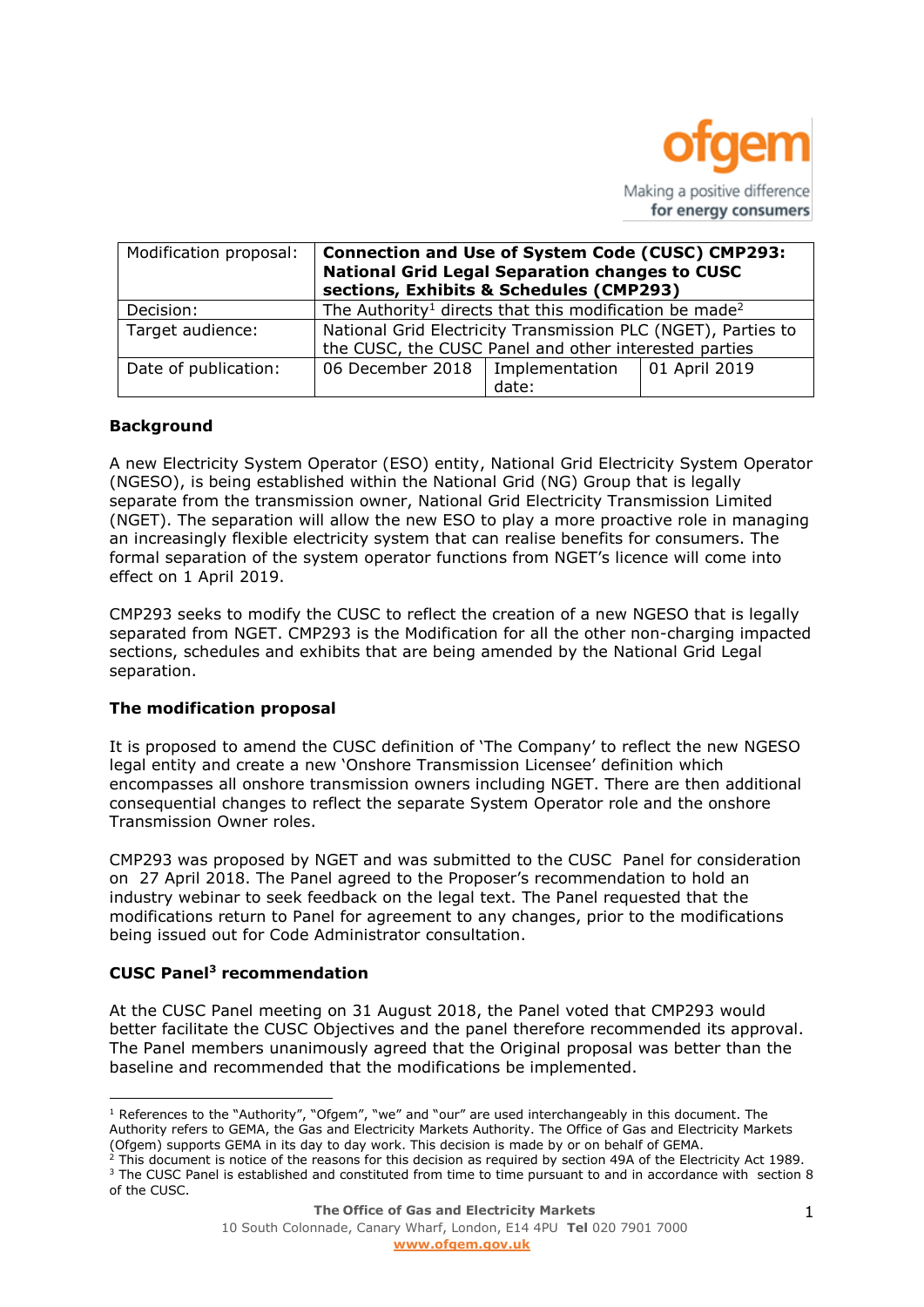ofgem

Making a positive difference for energy consumers

| Modification proposal: | **Connection and Use of System Code (CUSC) CMP293: National Grid Legal Separation changes to CUSC sections, Exhibits & Schedules (CMP293)** | | |
|---|---|---|---|
| Decision: | The Authority[1] directs that this modification be made[2] | | |
| Target audience: | National Grid Electricity Transmission PLC (NGET), Parties to the CUSC, the CUSC Panel and other interested parties | | |
| Date of publication: | 06 December 2018 | Implementation date: | 01 April 2019 |

## Background

A new Electricity System Operator (ESO) entity, National Grid Electricity System Operator (NGESO), is being established within the National Grid (NG) Group that is legally separate from the transmission owner, National Grid Electricity Transmission Limited (NGET). The separation will allow the new ESO to play a more proactive role in managing an increasingly flexible electricity system that can realise benefits for consumers. The formal separation of the system operator functions from NGET's licence will come into effect on 1 April 2019.

CMP293 seeks to modify the CUSC to reflect the creation of a new NGESO that is legally separated from NGET. CMP293 is the Modification for all the other non-charging impacted sections, schedules and exhibits that are being amended by the National Grid Legal separation.

## The modification proposal

It is proposed to amend the CUSC definition of 'The Company' to reflect the new NGESO legal entity and create a new 'Onshore Transmission Licensee' definition which encompasses all onshore transmission owners including NGET. There are then additional consequential changes to reflect the separate System Operator role and the onshore Transmission Owner roles.

CMP293 was proposed by NGET and was submitted to the CUSC Panel for consideration on 27 April 2018. The Panel agreed to the Proposer's recommendation to hold an industry webinar to seek feedback on the legal text. The Panel requested that the modifications return to Panel for agreement to any changes, prior to the modifications being issued out for Code Administrator consultation.

## CUSC Panel[3] recommendation

At the CUSC Panel meeting on 31 August 2018, the Panel voted that CMP293 would better facilitate the CUSC Objectives and the panel therefore recommended its approval. The Panel members unanimously agreed that the Original proposal was better than the baseline and recommended that the modifications be implemented.

---

[1] References to the "Authority", "Ofgem", "we" and "our" are used interchangeably in this document. The Authority refers to GEMA, the Gas and Electricity Markets Authority. The Office of Gas and Electricity Markets (Ofgem) supports GEMA in its day to day work. This decision is made by or on behalf of GEMA.

[2] This document is notice of the reasons for this decision as required by section 49A of the Electricity Act 1989.

[3] The CUSC Panel is established and constituted from time to time pursuant to and in accordance with section 8 of the CUSC.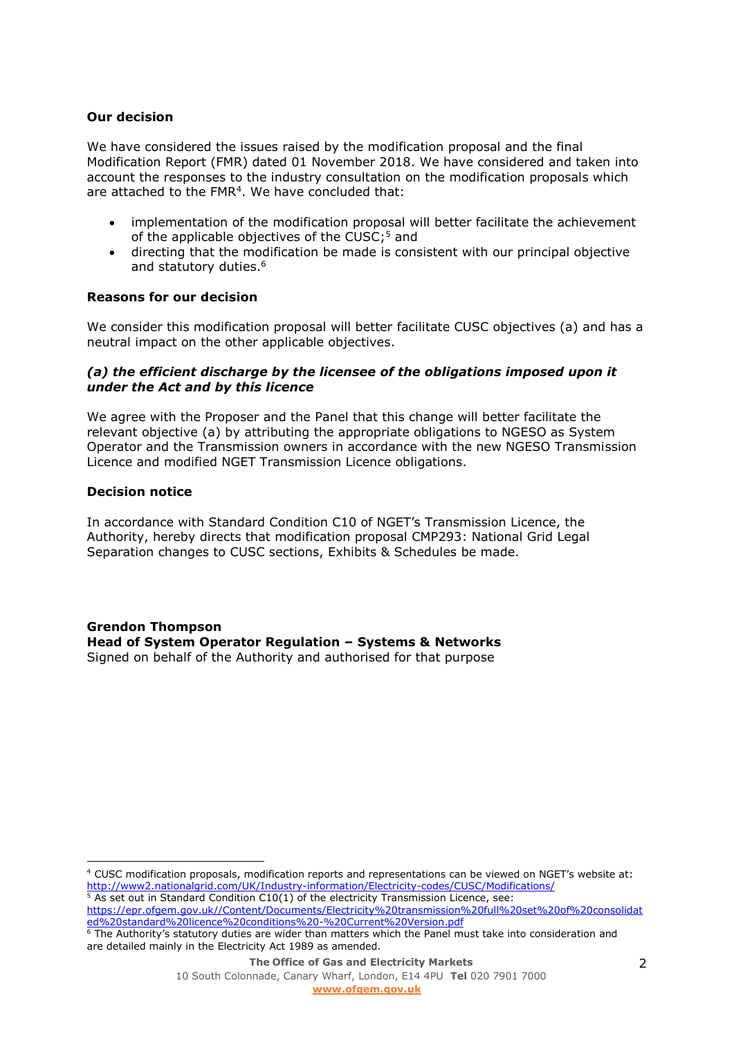**Our decision**

We have considered the issues raised by the modification proposal and the final Modification Report (FMR) dated 01 November 2018. We have considered and taken into account the responses to the industry consultation on the modification proposals which are attached to the FMR[4]. We have concluded that:

- implementation of the modification proposal will better facilitate the achievement of the applicable objectives of the CUSC;[5] and
- directing that the modification be made is consistent with our principal objective and statutory duties.[6]

**Reasons for our decision**

We consider this modification proposal will better facilitate CUSC objectives (a) and has a neutral impact on the other applicable objectives.

***(a) the efficient discharge by the licensee of the obligations imposed upon it under the Act and by this licence***

We agree with the Proposer and the Panel that this change will better facilitate the relevant objective (a) by attributing the appropriate obligations to NGESO as System Operator and the Transmission owners in accordance with the new NGESO Transmission Licence and modified NGET Transmission Licence obligations.

**Decision notice**

In accordance with Standard Condition C10 of NGET's Transmission Licence, the Authority, hereby directs that modification proposal CMP293: National Grid Legal Separation changes to CUSC sections, Exhibits & Schedules be made.

**Grendon Thompson**
**Head of System Operator Regulation – Systems & Networks**
Signed on behalf of the Authority and authorised for that purpose

---

[4] CUSC modification proposals, modification reports and representations can be viewed on NGET's website at: http://www2.nationalgrid.com/UK/Industry-information/Electricity-codes/CUSC/Modifications/

[5] As set out in Standard Condition C10(1) of the electricity Transmission Licence, see: https://epr.ofgem.gov.uk//Content/Documents/Electricity%20transmission%20full%20set%20of%20consolidated%20standard%20licence%20conditions%20-%20Current%20Version.pdf

[6] The Authority's statutory duties are wider than matters which the Panel must take into consideration and are detailed mainly in the Electricity Act 1989 as amended.